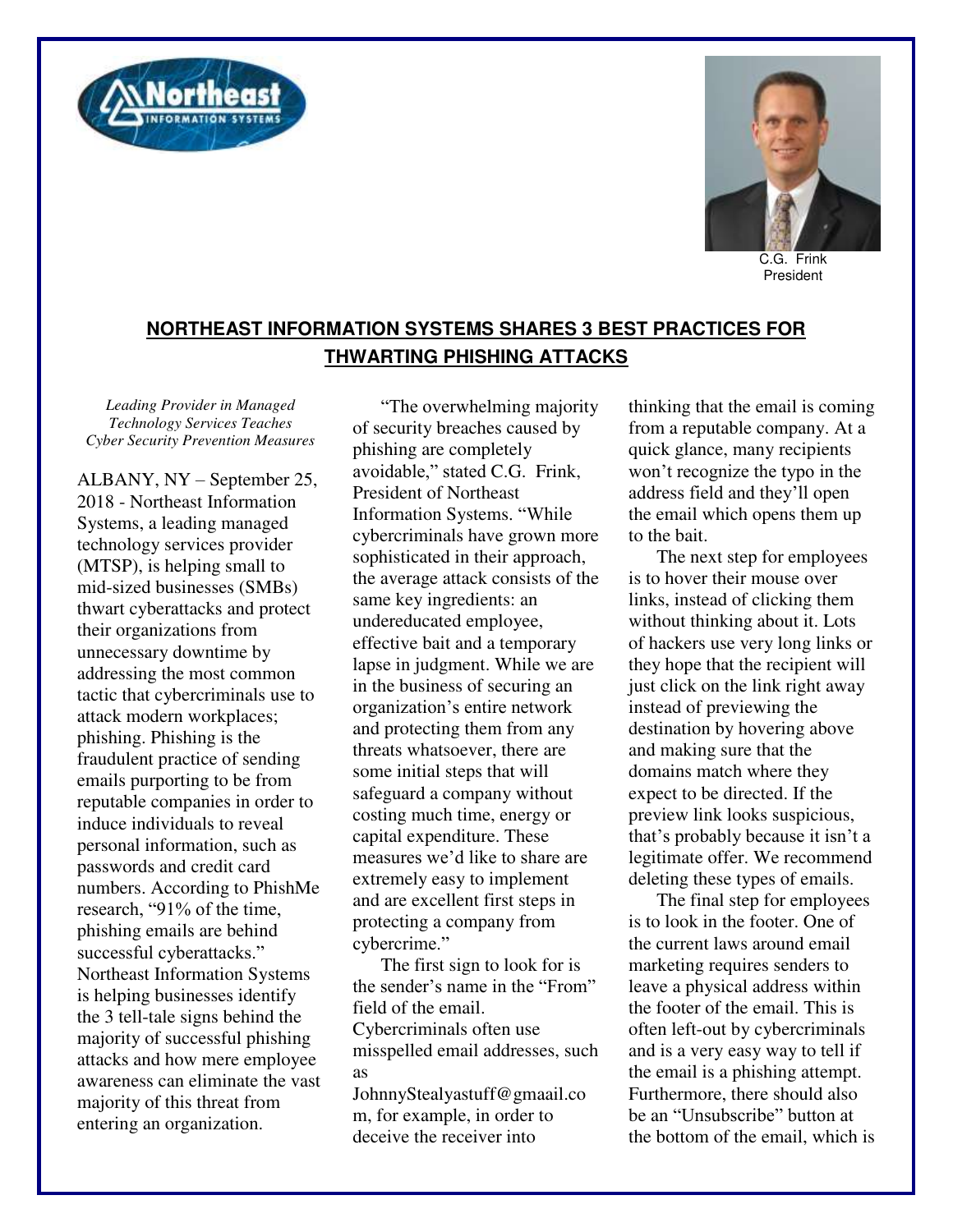C.G. Frink
President

## NORTHEAST INFORMATION SYSTEMS SHARES 3 BEST PRACTICES FOR THWARTING PHISHING ATTACKS

*Leading Provider in Managed Technology Services Teaches Cyber Security Prevention Measures*

ALBANY, NY – September 25, 2018 - Northeast Information Systems, a leading managed technology services provider (MTSP), is helping small to mid-sized businesses (SMBs) thwart cyberattacks and protect their organizations from unnecessary downtime by addressing the most common tactic that cybercriminals use to attack modern workplaces; phishing. Phishing is the fraudulent practice of sending emails purporting to be from reputable companies in order to induce individuals to reveal personal information, such as passwords and credit card numbers. According to PhishMe research, "91% of the time, phishing emails are behind successful cyberattacks." Northeast Information Systems is helping businesses identify the 3 tell-tale signs behind the majority of successful phishing attacks and how mere employee awareness can eliminate the vast majority of this threat from entering an organization.

"The overwhelming majority of security breaches caused by phishing are completely avoidable," stated C.G. Frink, President of Northeast Information Systems. "While cybercriminals have grown more sophisticated in their approach, the average attack consists of the same key ingredients: an undereducated employee, effective bait and a temporary lapse in judgment. While we are in the business of securing an organization's entire network and protecting them from any threats whatsoever, there are some initial steps that will safeguard a company without costing much time, energy or capital expenditure. These measures we'd like to share are extremely easy to implement and are excellent first steps in protecting a company from cybercrime."

The first sign to look for is the sender's name in the "From" field of the email. Cybercriminals often use misspelled email addresses, such as JohnnyStealyastuff@gmaail.com, for example, in order to deceive the receiver into thinking that the email is coming from a reputable company. At a quick glance, many recipients won't recognize the typo in the address field and they'll open the email which opens them up to the bait.

The next step for employees is to hover their mouse over links, instead of clicking them without thinking about it. Lots of hackers use very long links or they hope that the recipient will just click on the link right away instead of previewing the destination by hovering above and making sure that the domains match where they expect to be directed. If the preview link looks suspicious, that's probably because it isn't a legitimate offer. We recommend deleting these types of emails.

The final step for employees is to look in the footer. One of the current laws around email marketing requires senders to leave a physical address within the footer of the email. This is often left-out by cybercriminals and is a very easy way to tell if the email is a phishing attempt. Furthermore, there should also be an "Unsubscribe" button at the bottom of the email, which is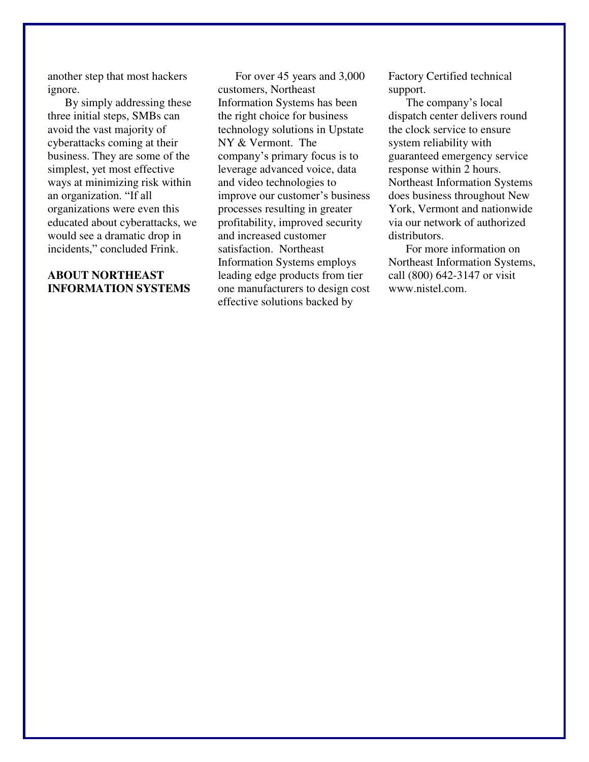another step that most hackers ignore.

By simply addressing these three initial steps, SMBs can avoid the vast majority of cyberattacks coming at their business. They are some of the simplest, yet most effective ways at minimizing risk within an organization. "If all organizations were even this educated about cyberattacks, we would see a dramatic drop in incidents," concluded Frink.

## ABOUT NORTHEAST INFORMATION SYSTEMS

For over 45 years and 3,000 customers, Northeast Information Systems has been the right choice for business technology solutions in Upstate NY & Vermont. The company's primary focus is to leverage advanced voice, data and video technologies to improve our customer's business processes resulting in greater profitability, improved security and increased customer satisfaction. Northeast Information Systems employs leading edge products from tier one manufacturers to design cost effective solutions backed by Factory Certified technical support.

The company's local dispatch center delivers round the clock service to ensure system reliability with guaranteed emergency service response within 2 hours. Northeast Information Systems does business throughout New York, Vermont and nationwide via our network of authorized distributors.

For more information on Northeast Information Systems, call (800) 642-3147 or visit www.nistel.com.